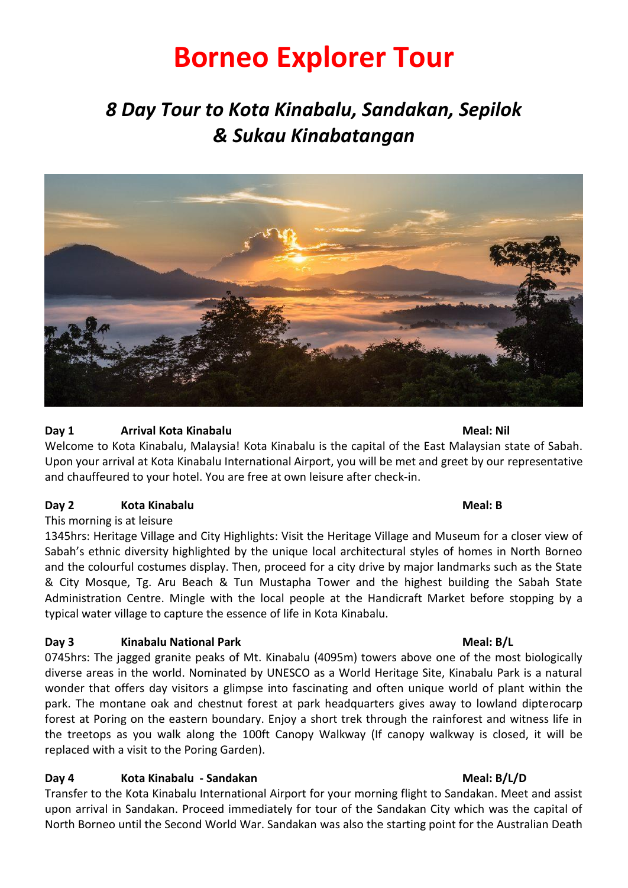# Borneo Explorer Tour

## *8 Day Tour to Kota Kinabalu, Sandakan, Sepilok & Sukau Kinabatangan*

**Day 1 Arrival Kota Kinabalu — Meal: Nil**

Welcome to Kota Kinabalu, Malaysia! Kota Kinabalu is the capital of the East Malaysian state of Sabah. Upon your arrival at Kota Kinabalu International Airport, you will be met and greet by our representative and chauffeured to your hotel. You are free at own leisure after check-in.

**Day 2 Kota Kinabalu — Meal: B**

This morning is at leisure

1345hrs: Heritage Village and City Highlights: Visit the Heritage Village and Museum for a closer view of Sabah's ethnic diversity highlighted by the unique local architectural styles of homes in North Borneo and the colourful costumes display. Then, proceed for a city drive by major landmarks such as the State & City Mosque, Tg. Aru Beach & Tun Mustapha Tower and the highest building the Sabah State Administration Centre. Mingle with the local people at the Handicraft Market before stopping by a typical water village to capture the essence of life in Kota Kinabalu.

**Day 3 Kinabalu National Park — Meal: B/L**

0745hrs: The jagged granite peaks of Mt. Kinabalu (4095m) towers above one of the most biologically diverse areas in the world. Nominated by UNESCO as a World Heritage Site, Kinabalu Park is a natural wonder that offers day visitors a glimpse into fascinating and often unique world of plant within the park. The montane oak and chestnut forest at park headquarters gives away to lowland dipterocarp forest at Poring on the eastern boundary. Enjoy a short trek through the rainforest and witness life in the treetops as you walk along the 100ft Canopy Walkway (If canopy walkway is closed, it will be replaced with a visit to the Poring Garden).

**Day 4 Kota Kinabalu - Sandakan — Meal: B/L/D**

Transfer to the Kota Kinabalu International Airport for your morning flight to Sandakan. Meet and assist upon arrival in Sandakan. Proceed immediately for tour of the Sandakan City which was the capital of North Borneo until the Second World War. Sandakan was also the starting point for the Australian Death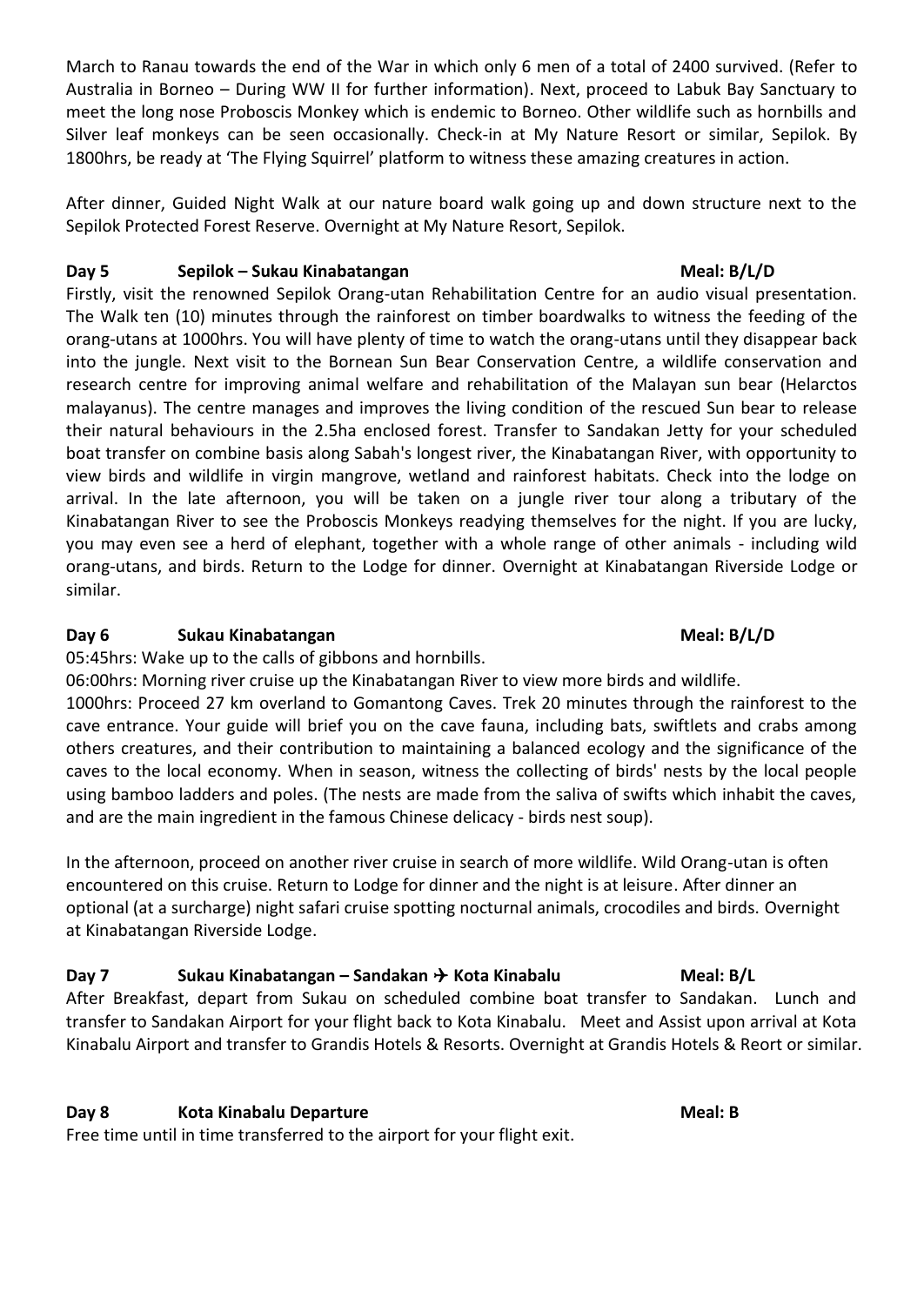March to Ranau towards the end of the War in which only 6 men of a total of 2400 survived. (Refer to Australia in Borneo – During WW II for further information). Next, proceed to Labuk Bay Sanctuary to meet the long nose Proboscis Monkey which is endemic to Borneo. Other wildlife such as hornbills and Silver leaf monkeys can be seen occasionally. Check-in at My Nature Resort or similar, Sepilok. By 1800hrs, be ready at 'The Flying Squirrel' platform to witness these amazing creatures in action.

After dinner, Guided Night Walk at our nature board walk going up and down structure next to the Sepilok Protected Forest Reserve. Overnight at My Nature Resort, Sepilok.

**Day 5 Sepilok – Sukau Kinabatangan Meal: B/L/D**

Firstly, visit the renowned Sepilok Orang-utan Rehabilitation Centre for an audio visual presentation. The Walk ten (10) minutes through the rainforest on timber boardwalks to witness the feeding of the orang-utans at 1000hrs. You will have plenty of time to watch the orang-utans until they disappear back into the jungle. Next visit to the Bornean Sun Bear Conservation Centre, a wildlife conservation and research centre for improving animal welfare and rehabilitation of the Malayan sun bear (Helarctos malayanus). The centre manages and improves the living condition of the rescued Sun bear to release their natural behaviours in the 2.5ha enclosed forest. Transfer to Sandakan Jetty for your scheduled boat transfer on combine basis along Sabah's longest river, the Kinabatangan River, with opportunity to view birds and wildlife in virgin mangrove, wetland and rainforest habitats. Check into the lodge on arrival. In the late afternoon, you will be taken on a jungle river tour along a tributary of the Kinabatangan River to see the Proboscis Monkeys readying themselves for the night. If you are lucky, you may even see a herd of elephant, together with a whole range of other animals - including wild orang-utans, and birds. Return to the Lodge for dinner. Overnight at Kinabatangan Riverside Lodge or similar.

**Day 6 Sukau Kinabatangan Meal: B/L/D**

05:45hrs: Wake up to the calls of gibbons and hornbills.
06:00hrs: Morning river cruise up the Kinabatangan River to view more birds and wildlife.
1000hrs: Proceed 27 km overland to Gomantong Caves. Trek 20 minutes through the rainforest to the cave entrance. Your guide will brief you on the cave fauna, including bats, swiftlets and crabs among others creatures, and their contribution to maintaining a balanced ecology and the significance of the caves to the local economy. When in season, witness the collecting of birds' nests by the local people using bamboo ladders and poles. (The nests are made from the saliva of swifts which inhabit the caves, and are the main ingredient in the famous Chinese delicacy - birds nest soup).

In the afternoon, proceed on another river cruise in search of more wildlife. Wild Orang-utan is often encountered on this cruise. Return to Lodge for dinner and the night is at leisure. After dinner an optional (at a surcharge) night safari cruise spotting nocturnal animals, crocodiles and birds. Overnight at Kinabatangan Riverside Lodge.

**Day 7 Sukau Kinabatangan – Sandakan ✈ Kota Kinabalu Meal: B/L**

After Breakfast, depart from Sukau on scheduled combine boat transfer to Sandakan. Lunch and transfer to Sandakan Airport for your flight back to Kota Kinabalu. Meet and Assist upon arrival at Kota Kinabalu Airport and transfer to Grandis Hotels & Resorts. Overnight at Grandis Hotels & Reort or similar.

**Day 8 Kota Kinabalu Departure Meal: B**

Free time until in time transferred to the airport for your flight exit.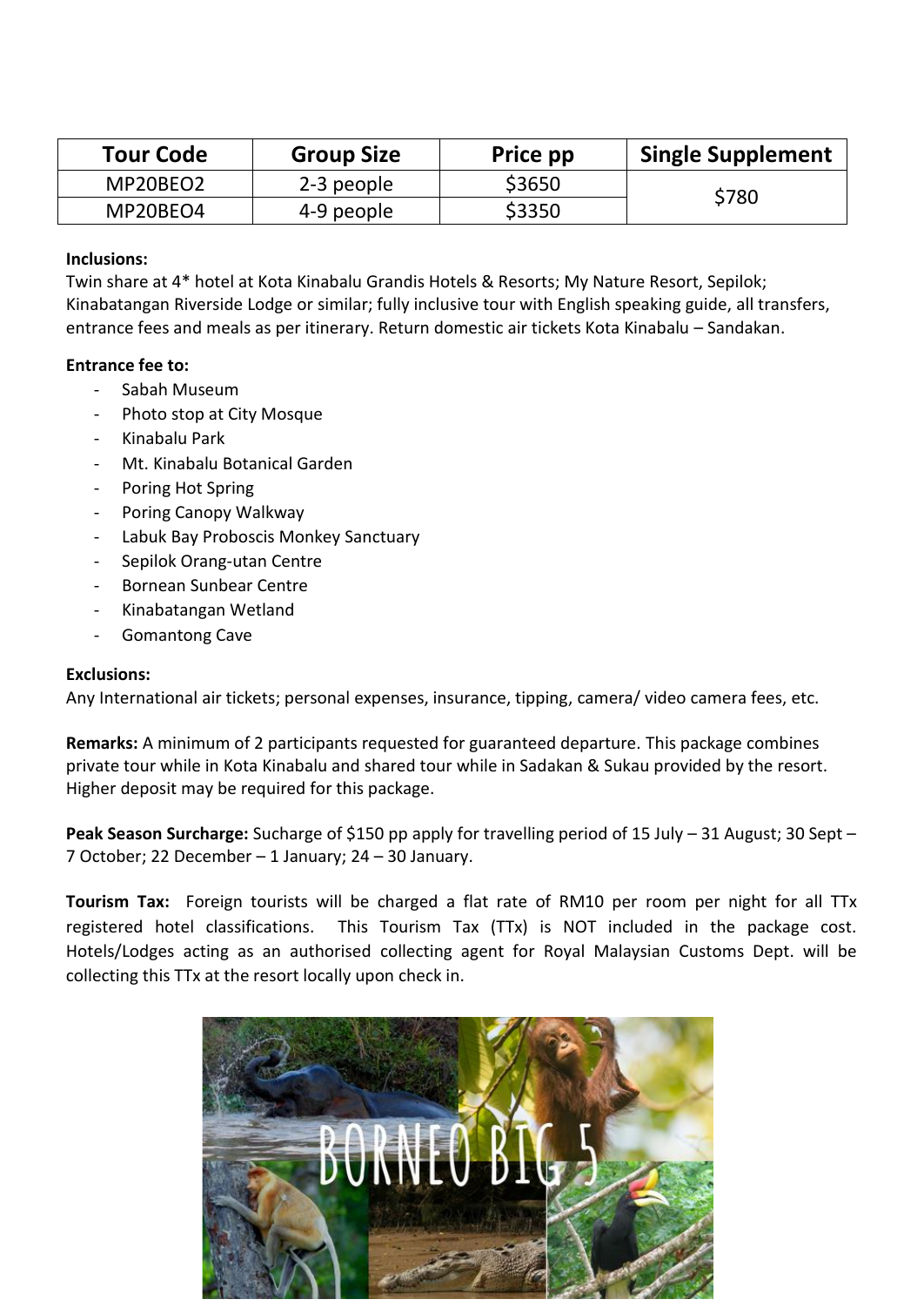| Tour Code | Group Size | Price pp | Single Supplement |
|---|---|---|---|
| MP20BEO2 | 2-3 people | $3650 | $780 |
| MP20BEO4 | 4-9 people | $3350 | |

**Inclusions:**
Twin share at 4* hotel at Kota Kinabalu Grandis Hotels & Resorts; My Nature Resort, Sepilok; Kinabatangan Riverside Lodge or similar; fully inclusive tour with English speaking guide, all transfers, entrance fees and meals as per itinerary. Return domestic air tickets Kota Kinabalu – Sandakan.

**Entrance fee to:**

- Sabah Museum
- Photo stop at City Mosque
- Kinabalu Park
- Mt. Kinabalu Botanical Garden
- Poring Hot Spring
- Poring Canopy Walkway
- Labuk Bay Proboscis Monkey Sanctuary
- Sepilok Orang-utan Centre
- Bornean Sunbear Centre
- Kinabatangan Wetland
- Gomantong Cave

**Exclusions:**
Any International air tickets; personal expenses, insurance, tipping, camera/ video camera fees, etc.

**Remarks:** A minimum of 2 participants requested for guaranteed departure. This package combines private tour while in Kota Kinabalu and shared tour while in Sadakan & Sukau provided by the resort. Higher deposit may be required for this package.

**Peak Season Surcharge:** Sucharge of $150 pp apply for travelling period of 15 July – 31 August; 30 Sept – 7 October; 22 December – 1 January; 24 – 30 January.

**Tourism Tax:** Foreign tourists will be charged a flat rate of RM10 per room per night for all TTx registered hotel classifications. This Tourism Tax (TTx) is NOT included in the package cost. Hotels/Lodges acting as an authorised collecting agent for Royal Malaysian Customs Dept. will be collecting this TTx at the resort locally upon check in.

BORNEO BIG 5